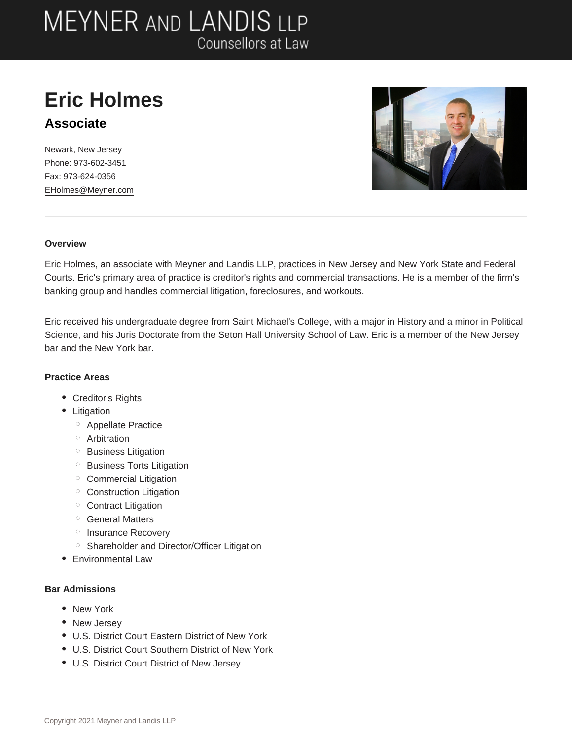# MEYNER AND LANDIS LLP

Counsellors at Law

# Eric Holmes

## Associate

Newark, New Jersey
Phone: 973-602-3451
Fax: 973-624-0356
EHolmes@Meyner.com

---

#### Overview

Eric Holmes, an associate with Meyner and Landis LLP, practices in New Jersey and New York State and Federal Courts. Eric's primary area of practice is creditor's rights and commercial transactions. He is a member of the firm's banking group and handles commercial litigation, foreclosures, and workouts.

Eric received his undergraduate degree from Saint Michael's College, with a major in History and a minor in Political Science, and his Juris Doctorate from the Seton Hall University School of Law. Eric is a member of the New Jersey bar and the New York bar.

#### Practice Areas

- Creditor's Rights
- Litigation
  - Appellate Practice
  - Arbitration
  - Business Litigation
  - Business Torts Litigation
  - Commercial Litigation
  - Construction Litigation
  - Contract Litigation
  - General Matters
  - Insurance Recovery
  - Shareholder and Director/Officer Litigation
- Environmental Law

#### Bar Admissions

- New York
- New Jersey
- U.S. District Court Eastern District of New York
- U.S. District Court Southern District of New York
- U.S. District Court District of New Jersey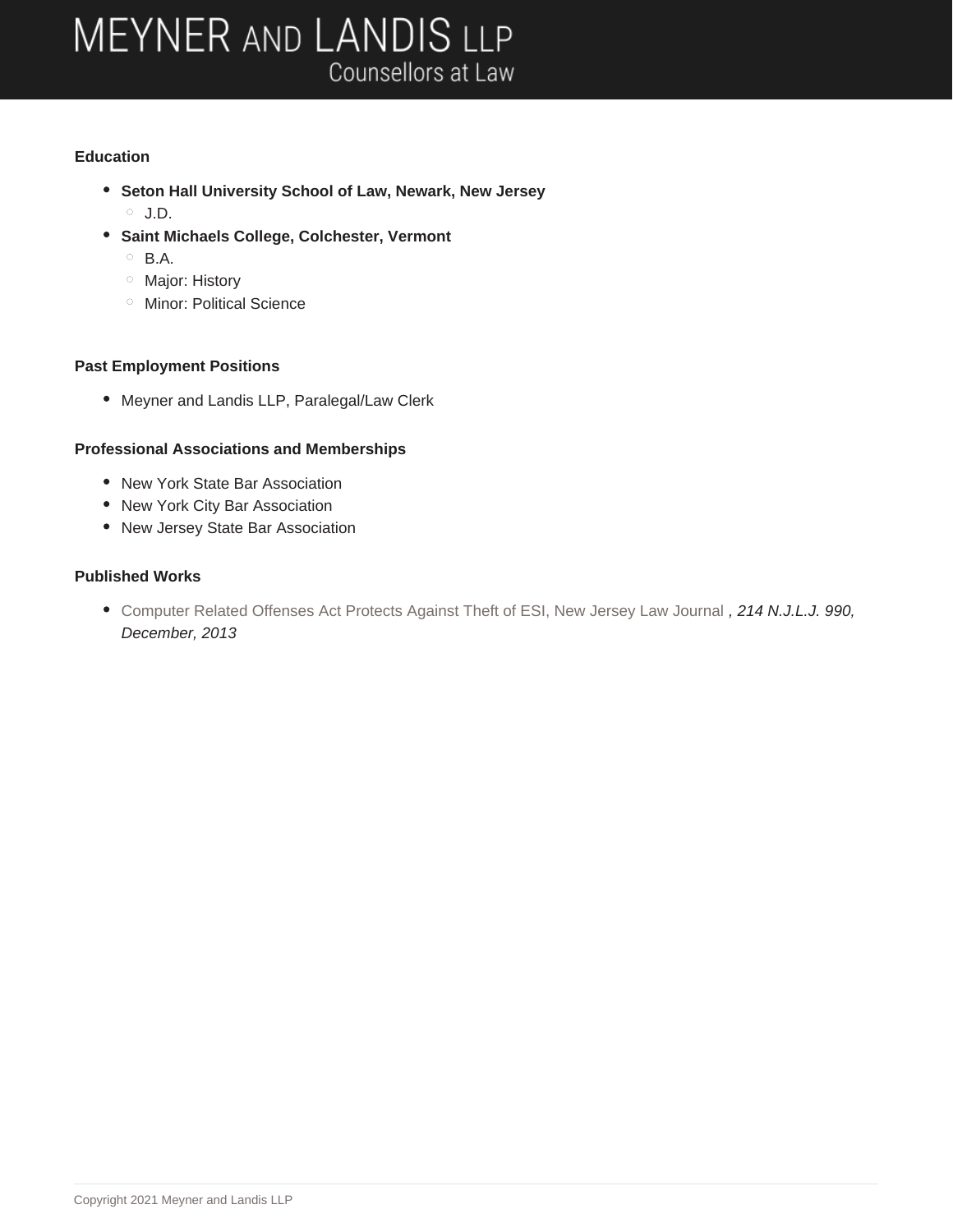### Education

- **Seton Hall University School of Law, Newark, New Jersey**
  - J.D.
- **Saint Michaels College, Colchester, Vermont**
  - B.A.
  - Major: History
  - Minor: Political Science

### Past Employment Positions

- Meyner and Landis LLP, Paralegal/Law Clerk

### Professional Associations and Memberships

- New York State Bar Association
- New York City Bar Association
- New Jersey State Bar Association

### Published Works

- Computer Related Offenses Act Protects Against Theft of ESI, New Jersey Law Journal *, 214 N.J.L.J. 990, December, 2013*